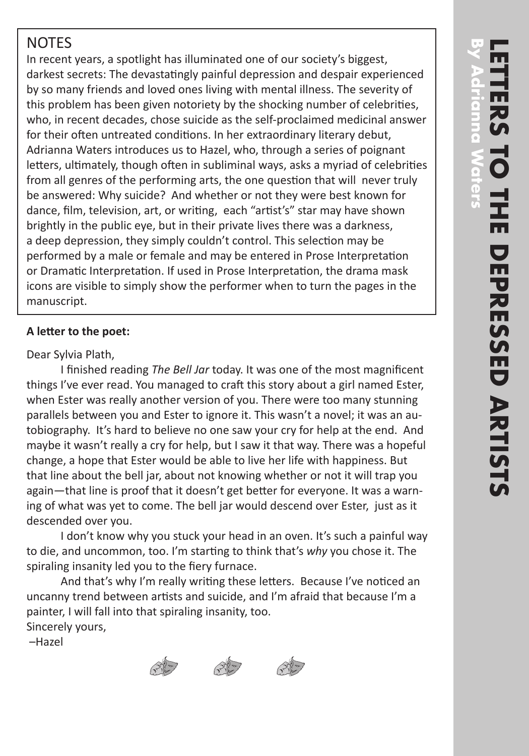# LETTERS TO THE DEPRESSED ARTISTS

**By Adrianna Waters**

## NOTES

In recent years, a spotlight has illuminated one of our society's biggest, darkest secrets: The devastatingly painful depression and despair experienced by so many friends and loved ones living with mental illness. The severity of this problem has been given notoriety by the shocking number of celebrities, who, in recent decades, chose suicide as the self-proclaimed medicinal answer for their often untreated conditions. In her extraordinary literary debut, Adrianna Waters introduces us to Hazel, who, through a series of poignant letters, ultimately, though often in subliminal ways, asks a myriad of celebrities from all genres of the performing arts, the one question that will never truly be answered: Why suicide? And whether or not they were best known for dance, film, television, art, or writing, each "artist's" star may have shown brightly in the public eye, but in their private lives there was a darkness, a deep depression, they simply couldn't control. This selection may be performed by a male or female and may be entered in Prose Interpretation or Dramatic Interpretation. If used in Prose Interpretation, the drama mask icons are visible to simply show the performer when to turn the pages in the manuscript.

**A letter to the poet:**

Dear Sylvia Plath,

I finished reading *The Bell Jar* today. It was one of the most magnificent things I've ever read. You managed to craft this story about a girl named Ester, when Ester was really another version of you. There were too many stunning parallels between you and Ester to ignore it. This wasn't a novel; it was an autobiography. It's hard to believe no one saw your cry for help at the end. And maybe it wasn't really a cry for help, but I saw it that way. There was a hopeful change, a hope that Ester would be able to live her life with happiness. But that line about the bell jar, about not knowing whether or not it will trap you again—that line is proof that it doesn't get better for everyone. It was a warning of what was yet to come. The bell jar would descend over Ester, just as it descended over you.

I don't know why you stuck your head in an oven. It's such a painful way to die, and uncommon, too. I'm starting to think that's *why* you chose it. The spiraling insanity led you to the fiery furnace.

And that's why I'm really writing these letters. Because I've noticed an uncanny trend between artists and suicide, and I'm afraid that because I'm a painter, I will fall into that spiraling insanity, too.

Sincerely yours,

–Hazel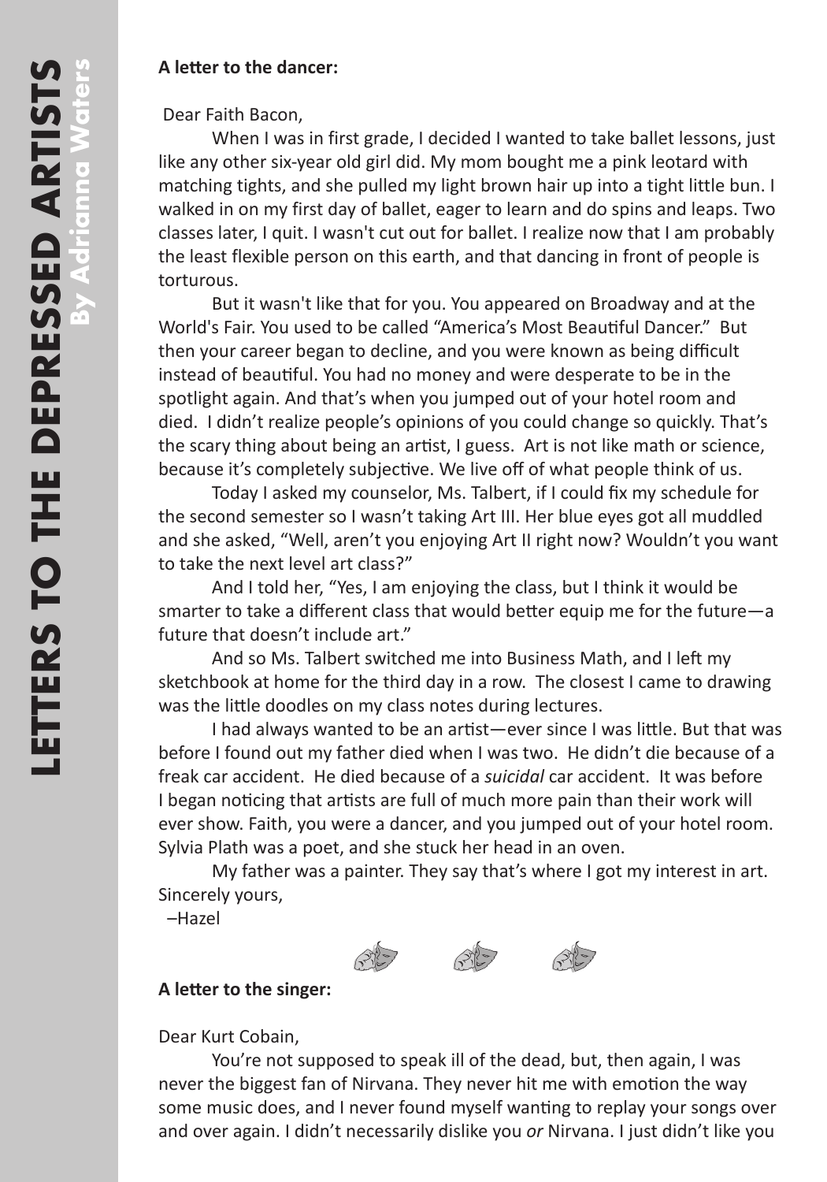# LETTERS TO THE DEPRESSED ARTISTS

**By Adrianna Waters**

**A letter to the dancer:**

Dear Faith Bacon,

When I was in first grade, I decided I wanted to take ballet lessons, just like any other six-year old girl did. My mom bought me a pink leotard with matching tights, and she pulled my light brown hair up into a tight little bun. I walked in on my first day of ballet, eager to learn and do spins and leaps. Two classes later, I quit. I wasn't cut out for ballet. I realize now that I am probably the least flexible person on this earth, and that dancing in front of people is torturous.

But it wasn't like that for you. You appeared on Broadway and at the World's Fair. You used to be called "America's Most Beautiful Dancer." But then your career began to decline, and you were known as being difficult instead of beautiful. You had no money and were desperate to be in the spotlight again. And that's when you jumped out of your hotel room and died. I didn't realize people's opinions of you could change so quickly. That's the scary thing about being an artist, I guess. Art is not like math or science, because it's completely subjective. We live off of what people think of us.

Today I asked my counselor, Ms. Talbert, if I could fix my schedule for the second semester so I wasn't taking Art III. Her blue eyes got all muddled and she asked, "Well, aren't you enjoying Art II right now? Wouldn't you want to take the next level art class?"

And I told her, "Yes, I am enjoying the class, but I think it would be smarter to take a different class that would better equip me for the future—a future that doesn't include art."

And so Ms. Talbert switched me into Business Math, and I left my sketchbook at home for the third day in a row. The closest I came to drawing was the little doodles on my class notes during lectures.

I had always wanted to be an artist—ever since I was little. But that was before I found out my father died when I was two. He didn't die because of a freak car accident. He died because of a *suicidal* car accident. It was before I began noticing that artists are full of much more pain than their work will ever show. Faith, you were a dancer, and you jumped out of your hotel room. Sylvia Plath was a poet, and she stuck her head in an oven.

My father was a painter. They say that's where I got my interest in art.

Sincerely yours,

–Hazel

**A letter to the singer:**

Dear Kurt Cobain,

You're not supposed to speak ill of the dead, but, then again, I was never the biggest fan of Nirvana. They never hit me with emotion the way some music does, and I never found myself wanting to replay your songs over and over again. I didn't necessarily dislike you *or* Nirvana. I just didn't like you